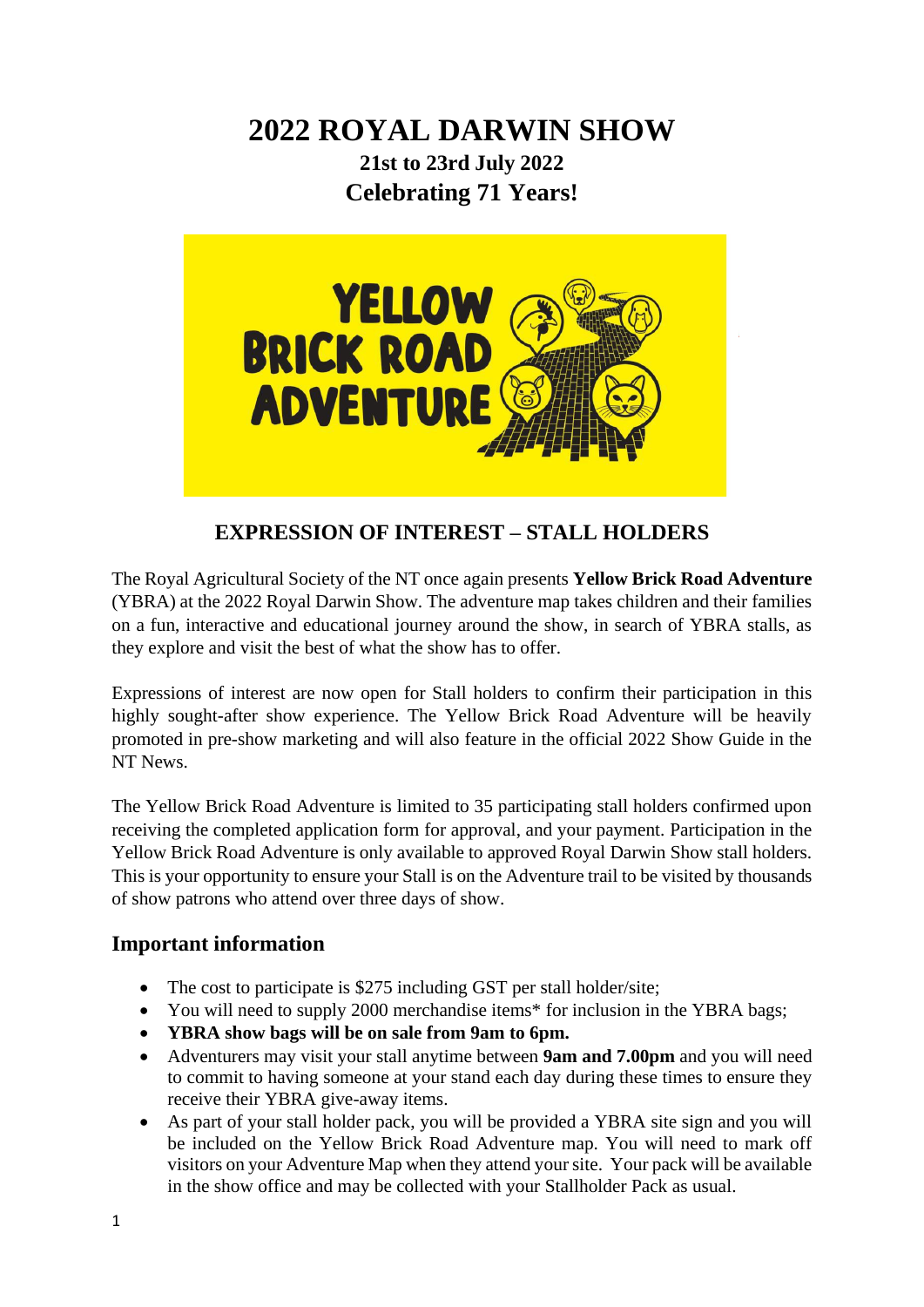# 2022 ROYAL DARWIN SHOW

**21st to 23rd July 2022**

**Celebrating 71 Years!**

## EXPRESSION OF INTEREST – STALL HOLDERS

The Royal Agricultural Society of the NT once again presents **Yellow Brick Road Adventure** (YBRA) at the 2022 Royal Darwin Show. The adventure map takes children and their families on a fun, interactive and educational journey around the show, in search of YBRA stalls, as they explore and visit the best of what the show has to offer.

Expressions of interest are now open for Stall holders to confirm their participation in this highly sought-after show experience. The Yellow Brick Road Adventure will be heavily promoted in pre-show marketing and will also feature in the official 2022 Show Guide in the NT News.

The Yellow Brick Road Adventure is limited to 35 participating stall holders confirmed upon receiving the completed application form for approval, and your payment. Participation in the Yellow Brick Road Adventure is only available to approved Royal Darwin Show stall holders. This is your opportunity to ensure your Stall is on the Adventure trail to be visited by thousands of show patrons who attend over three days of show.

## Important information

- The cost to participate is $275 including GST per stall holder/site;
- You will need to supply 2000 merchandise items* for inclusion in the YBRA bags;
- **YBRA show bags will be on sale from 9am to 6pm.**
- Adventurers may visit your stall anytime between **9am and 7.00pm** and you will need to commit to having someone at your stand each day during these times to ensure they receive their YBRA give-away items.
- As part of your stall holder pack, you will be provided a YBRA site sign and you will be included on the Yellow Brick Road Adventure map. You will need to mark off visitors on your Adventure Map when they attend your site. Your pack will be available in the show office and may be collected with your Stallholder Pack as usual.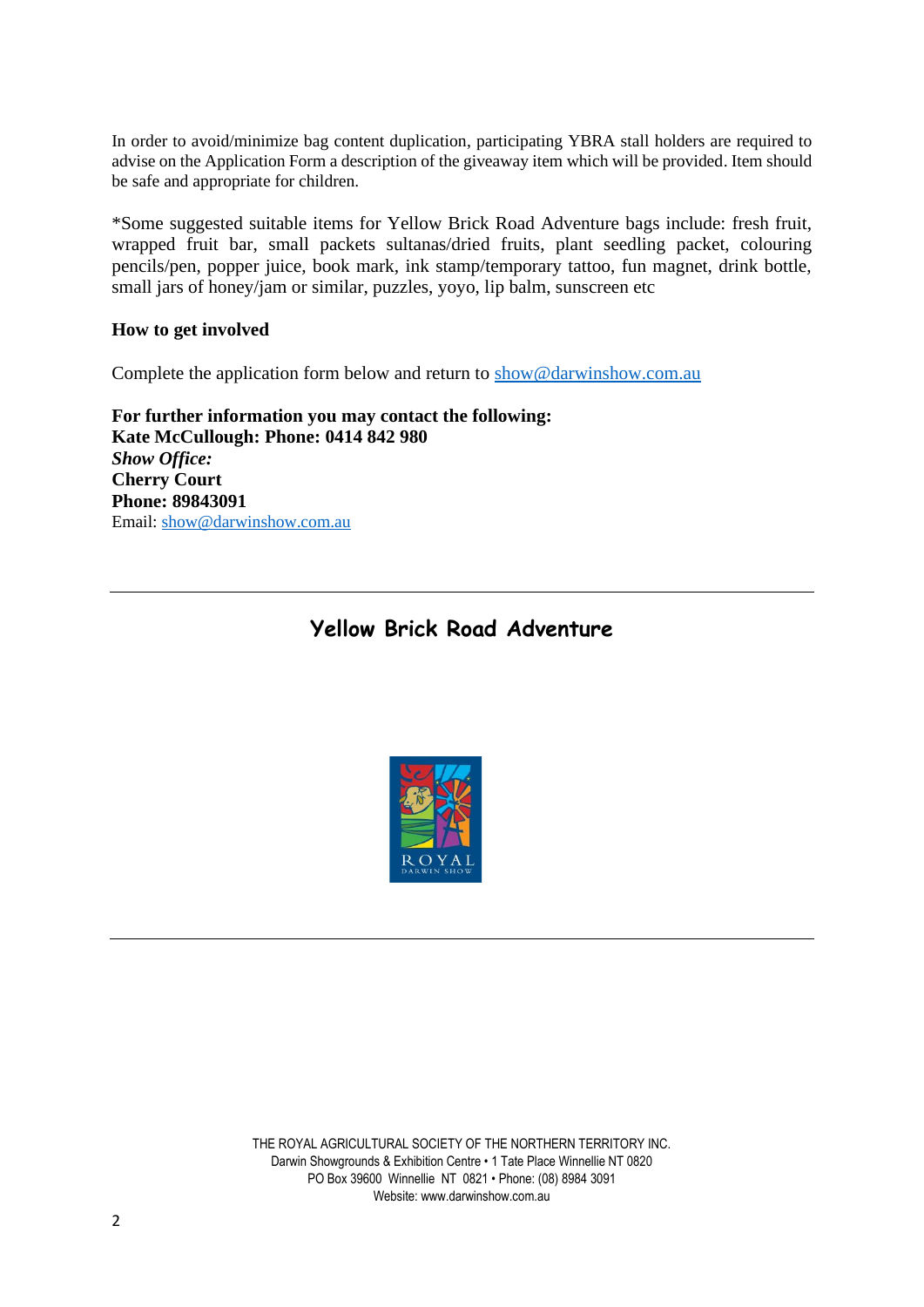In order to avoid/minimize bag content duplication, participating YBRA stall holders are required to advise on the Application Form a description of the giveaway item which will be provided. Item should be safe and appropriate for children.

*Some suggested suitable items for Yellow Brick Road Adventure bags include: fresh fruit, wrapped fruit bar, small packets sultanas/dried fruits, plant seedling packet, colouring pencils/pen, popper juice, book mark, ink stamp/temporary tattoo, fun magnet, drink bottle, small jars of honey/jam or similar, puzzles, yoyo, lip balm, sunscreen etc

**How to get involved**

Complete the application form below and return to show@darwinshow.com.au

**For further information you may contact the following:**
**Kate McCullough: Phone: 0414 842 980**
***Show Office:***
**Cherry Court**
**Phone: 89843091**
Email: show@darwinshow.com.au

---

## Yellow Brick Road Adventure

ROYAL
DARWIN SHOW

---

THE ROYAL AGRICULTURAL SOCIETY OF THE NORTHERN TERRITORY INC.
Darwin Showgrounds & Exhibition Centre • 1 Tate Place Winnellie NT 0820
PO Box 39600 Winnellie NT 0821 • Phone: (08) 8984 3091
Website: www.darwinshow.com.au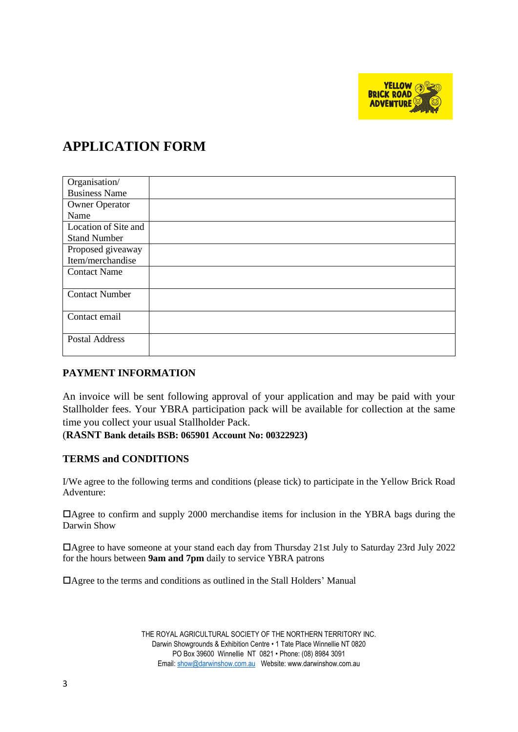# APPLICATION FORM

| | |
|---|---|
| Organisation/ Business Name | |
| Owner Operator Name | |
| Location of Site and Stand Number | |
| Proposed giveaway Item/merchandise | |
| Contact Name | |
| Contact Number | |
| Contact email | |
| Postal Address | |

## PAYMENT INFORMATION

An invoice will be sent following approval of your application and may be paid with your Stallholder fees. Your YBRA participation pack will be available for collection at the same time you collect your usual Stallholder Pack.

(**RASNT Bank details BSB: 065901 Account No: 00322923)**

## TERMS and CONDITIONS

I/We agree to the following terms and conditions (please tick) to participate in the Yellow Brick Road Adventure:

☐Agree to confirm and supply 2000 merchandise items for inclusion in the YBRA bags during the Darwin Show

☐Agree to have someone at your stand each day from Thursday 21st July to Saturday 23rd July 2022 for the hours between **9am and 7pm** daily to service YBRA patrons

☐Agree to the terms and conditions as outlined in the Stall Holders' Manual

THE ROYAL AGRICULTURAL SOCIETY OF THE NORTHERN TERRITORY INC.
Darwin Showgrounds & Exhibition Centre • 1 Tate Place Winnellie NT 0820
PO Box 39600 Winnellie NT 0821 • Phone: (08) 8984 3091
Email: show@darwinshow.com.au Website: www.darwinshow.com.au